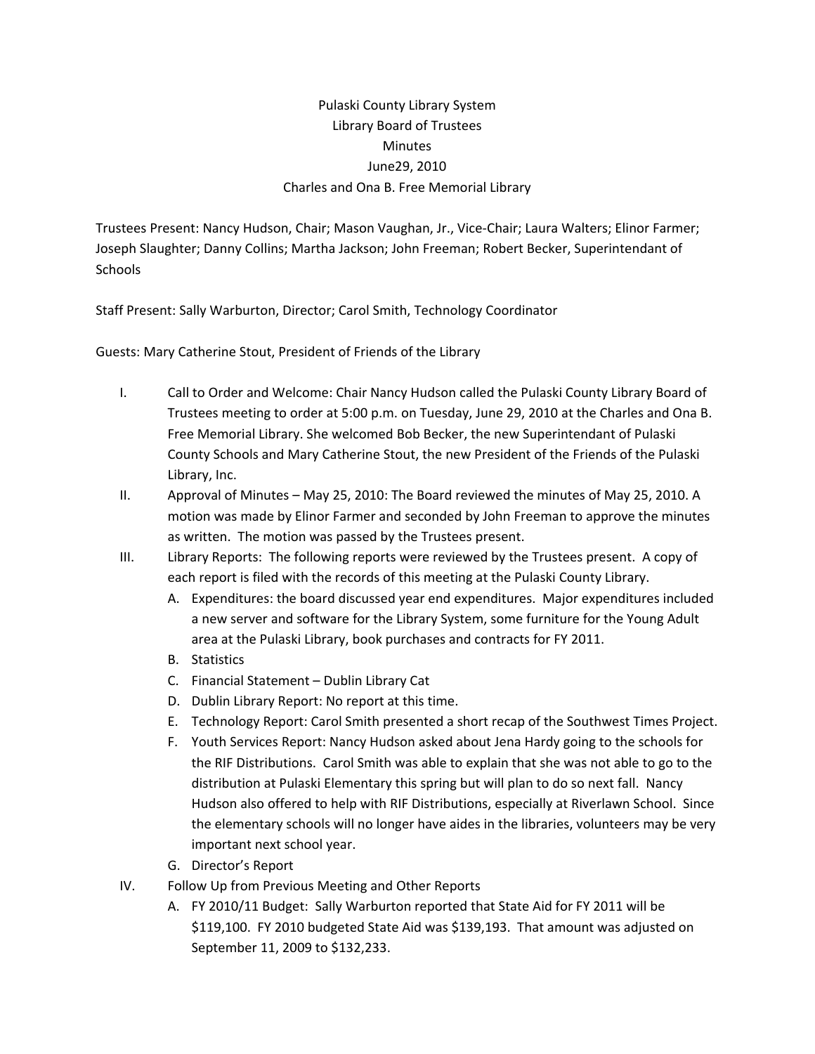Pulaski County Library System
Library Board of Trustees
Minutes
June29, 2010
Charles and Ona B. Free Memorial Library

Trustees Present: Nancy Hudson, Chair; Mason Vaughan, Jr., Vice-Chair; Laura Walters; Elinor Farmer; Joseph Slaughter; Danny Collins; Martha Jackson; John Freeman; Robert Becker, Superintendant of Schools

Staff Present: Sally Warburton, Director; Carol Smith, Technology Coordinator

Guests: Mary Catherine Stout, President of Friends of the Library

I. Call to Order and Welcome: Chair Nancy Hudson called the Pulaski County Library Board of Trustees meeting to order at 5:00 p.m. on Tuesday, June 29, 2010 at the Charles and Ona B. Free Memorial Library. She welcomed Bob Becker, the new Superintendant of Pulaski County Schools and Mary Catherine Stout, the new President of the Friends of the Pulaski Library, Inc.

II. Approval of Minutes – May 25, 2010: The Board reviewed the minutes of May 25, 2010. A motion was made by Elinor Farmer and seconded by John Freeman to approve the minutes as written. The motion was passed by the Trustees present.

III. Library Reports: The following reports were reviewed by the Trustees present. A copy of each report is filed with the records of this meeting at the Pulaski County Library.
   A. Expenditures: the board discussed year end expenditures. Major expenditures included a new server and software for the Library System, some furniture for the Young Adult area at the Pulaski Library, book purchases and contracts for FY 2011.
   B. Statistics
   C. Financial Statement – Dublin Library Cat
   D. Dublin Library Report: No report at this time.
   E. Technology Report: Carol Smith presented a short recap of the Southwest Times Project.
   F. Youth Services Report: Nancy Hudson asked about Jena Hardy going to the schools for the RIF Distributions. Carol Smith was able to explain that she was not able to go to the distribution at Pulaski Elementary this spring but will plan to do so next fall. Nancy Hudson also offered to help with RIF Distributions, especially at Riverlawn School. Since the elementary schools will no longer have aides in the libraries, volunteers may be very important next school year.
   G. Director's Report

IV. Follow Up from Previous Meeting and Other Reports
   A. FY 2010/11 Budget: Sally Warburton reported that State Aid for FY 2011 will be $119,100. FY 2010 budgeted State Aid was $139,193. That amount was adjusted on September 11, 2009 to $132,233.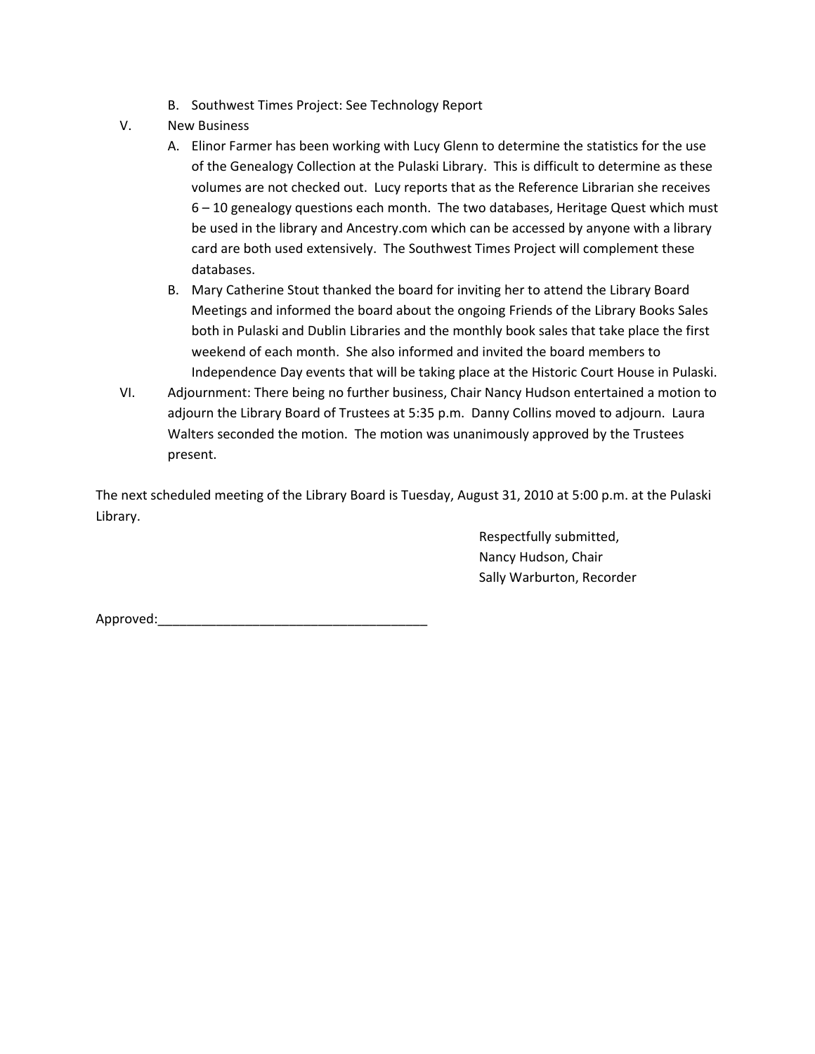B. Southwest Times Project: See Technology Report

V. New Business

A. Elinor Farmer has been working with Lucy Glenn to determine the statistics for the use of the Genealogy Collection at the Pulaski Library. This is difficult to determine as these volumes are not checked out. Lucy reports that as the Reference Librarian she receives 6 – 10 genealogy questions each month. The two databases, Heritage Quest which must be used in the library and Ancestry.com which can be accessed by anyone with a library card are both used extensively. The Southwest Times Project will complement these databases.

B. Mary Catherine Stout thanked the board for inviting her to attend the Library Board Meetings and informed the board about the ongoing Friends of the Library Books Sales both in Pulaski and Dublin Libraries and the monthly book sales that take place the first weekend of each month. She also informed and invited the board members to Independence Day events that will be taking place at the Historic Court House in Pulaski.

VI. Adjournment: There being no further business, Chair Nancy Hudson entertained a motion to adjourn the Library Board of Trustees at 5:35 p.m. Danny Collins moved to adjourn. Laura Walters seconded the motion. The motion was unanimously approved by the Trustees present.

The next scheduled meeting of the Library Board is Tuesday, August 31, 2010 at 5:00 p.m. at the Pulaski Library.

Respectfully submitted,
Nancy Hudson, Chair
Sally Warburton, Recorder

Approved:_____________________________________